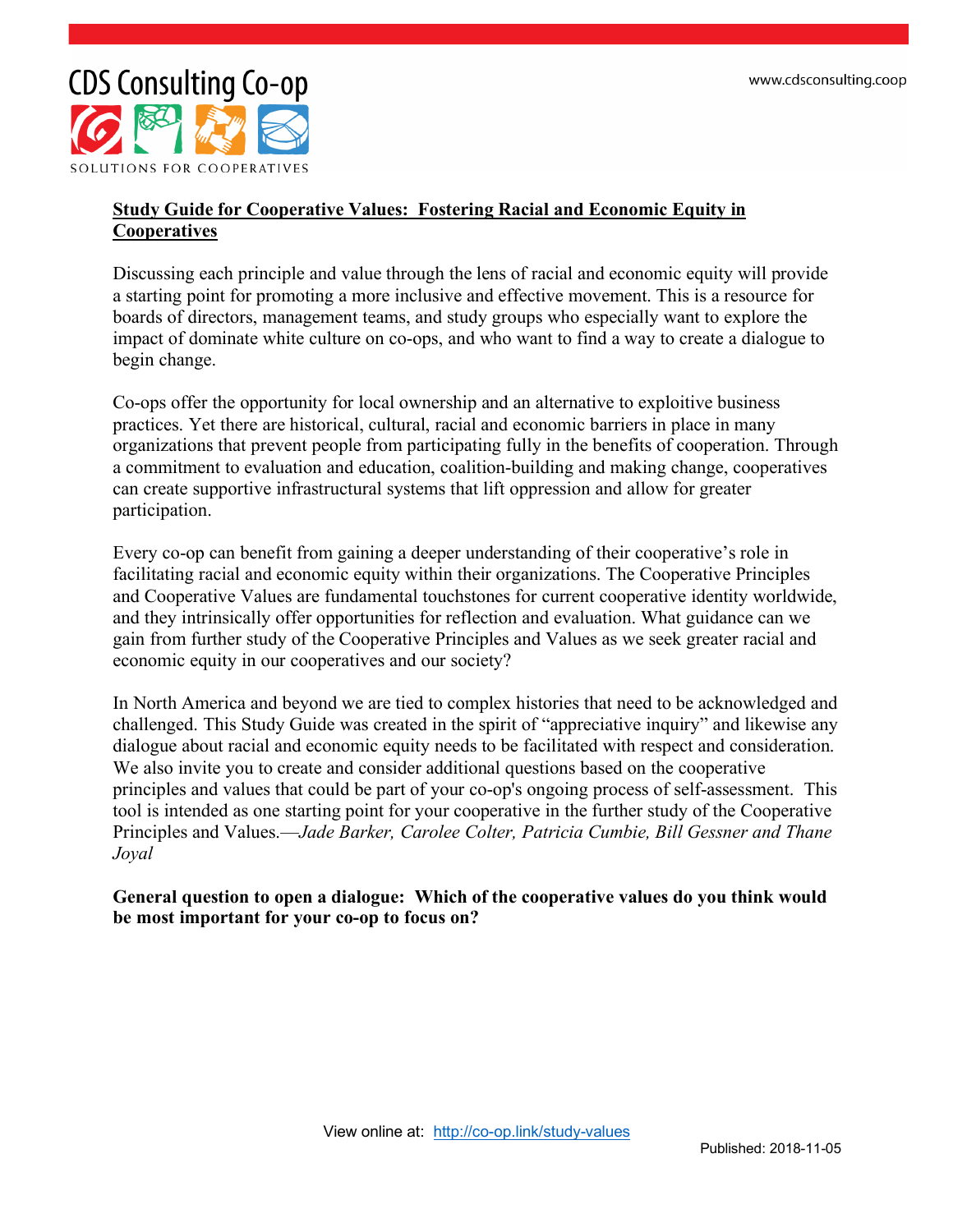CDS Consulting Co-op

SOLUTIONS FOR COOPERATIVES

www.cdsconsulting.coop

# Study Guide for Cooperative Values: Fostering Racial and Economic Equity in Cooperatives

Discussing each principle and value through the lens of racial and economic equity will provide a starting point for promoting a more inclusive and effective movement. This is a resource for boards of directors, management teams, and study groups who especially want to explore the impact of dominate white culture on co-ops, and who want to find a way to create a dialogue to begin change.

Co-ops offer the opportunity for local ownership and an alternative to exploitive business practices. Yet there are historical, cultural, racial and economic barriers in place in many organizations that prevent people from participating fully in the benefits of cooperation. Through a commitment to evaluation and education, coalition-building and making change, cooperatives can create supportive infrastructural systems that lift oppression and allow for greater participation.

Every co-op can benefit from gaining a deeper understanding of their cooperative's role in facilitating racial and economic equity within their organizations. The Cooperative Principles and Cooperative Values are fundamental touchstones for current cooperative identity worldwide, and they intrinsically offer opportunities for reflection and evaluation. What guidance can we gain from further study of the Cooperative Principles and Values as we seek greater racial and economic equity in our cooperatives and our society?

In North America and beyond we are tied to complex histories that need to be acknowledged and challenged. This Study Guide was created in the spirit of "appreciative inquiry" and likewise any dialogue about racial and economic equity needs to be facilitated with respect and consideration. We also invite you to create and consider additional questions based on the cooperative principles and values that could be part of your co-op's ongoing process of self-assessment. This tool is intended as one starting point for your cooperative in the further study of the Cooperative Principles and Values.—*Jade Barker, Carolee Colter, Patricia Cumbie, Bill Gessner and Thane Joyal*

**General question to open a dialogue: Which of the cooperative values do you think would be most important for your co-op to focus on?**

View online at: http://co-op.link/study-values

Published: 2018-11-05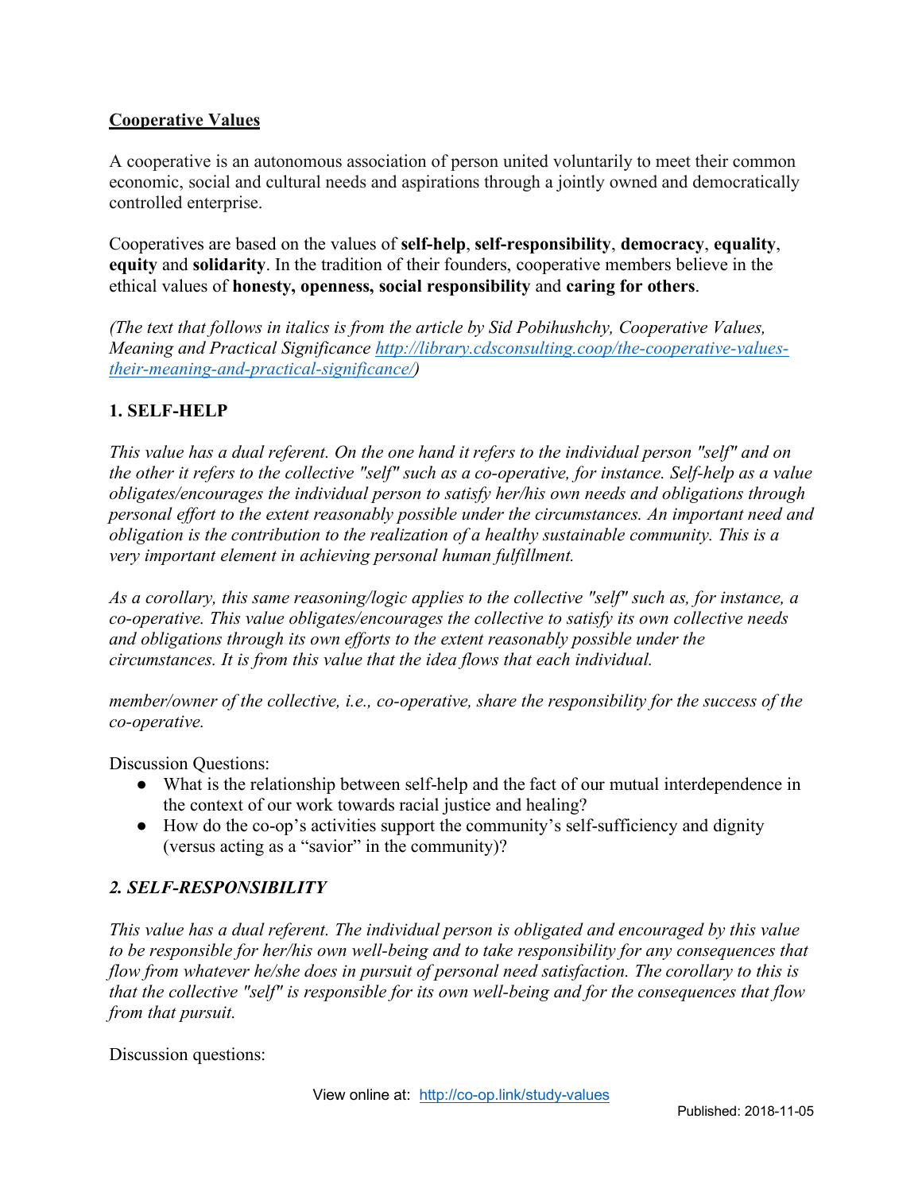## Cooperative Values

A cooperative is an autonomous association of person united voluntarily to meet their common economic, social and cultural needs and aspirations through a jointly owned and democratically controlled enterprise.

Cooperatives are based on the values of **self-help**, **self-responsibility**, **democracy**, **equality**, **equity** and **solidarity**. In the tradition of their founders, cooperative members believe in the ethical values of **honesty, openness, social responsibility** and **caring for others**.

*(The text that follows in italics is from the article by Sid Pobihushchy, Cooperative Values, Meaning and Practical Significance [http://library.cdsconsulting.coop/the-cooperative-values-their-meaning-and-practical-significance/](http://library.cdsconsulting.coop/the-cooperative-values-their-meaning-and-practical-significance/))*

### 1. SELF-HELP

*This value has a dual referent. On the one hand it refers to the individual person "self" and on the other it refers to the collective "self" such as a co-operative, for instance. Self-help as a value obligates/encourages the individual person to satisfy her/his own needs and obligations through personal effort to the extent reasonably possible under the circumstances. An important need and obligation is the contribution to the realization of a healthy sustainable community. This is a very important element in achieving personal human fulfillment.*

*As a corollary, this same reasoning/logic applies to the collective "self" such as, for instance, a co-operative. This value obligates/encourages the collective to satisfy its own collective needs and obligations through its own efforts to the extent reasonably possible under the circumstances. It is from this value that the idea flows that each individual.*

*member/owner of the collective, i.e., co-operative, share the responsibility for the success of the co-operative.*

Discussion Questions:

- What is the relationship between self-help and the fact of our mutual interdependence in the context of our work towards racial justice and healing?
- How do the co-op's activities support the community's self-sufficiency and dignity (versus acting as a "savior" in the community)?

### *2. SELF-RESPONSIBILITY*

*This value has a dual referent. The individual person is obligated and encouraged by this value to be responsible for her/his own well-being and to take responsibility for any consequences that flow from whatever he/she does in pursuit of personal need satisfaction. The corollary to this is that the collective "self" is responsible for its own well-being and for the consequences that flow from that pursuit.*

Discussion questions: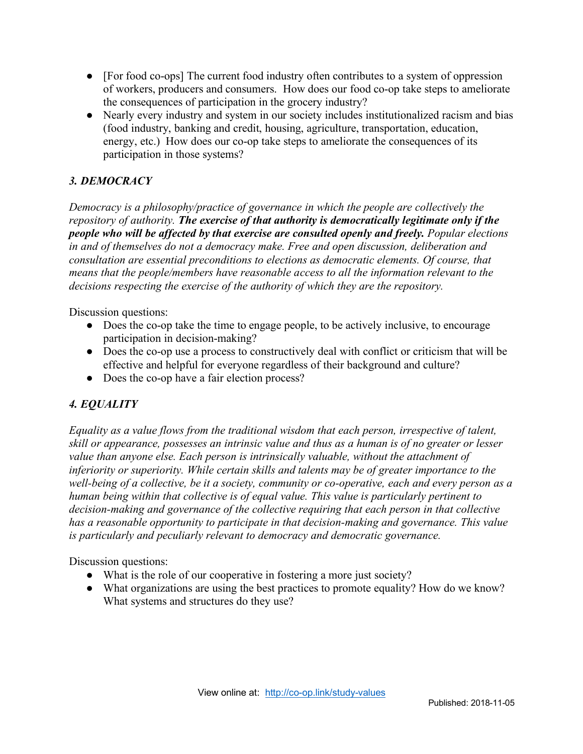- [For food co-ops] The current food industry often contributes to a system of oppression of workers, producers and consumers. How does our food co-op take steps to ameliorate the consequences of participation in the grocery industry?
- Nearly every industry and system in our society includes institutionalized racism and bias (food industry, banking and credit, housing, agriculture, transportation, education, energy, etc.) How does our co-op take steps to ameliorate the consequences of its participation in those systems?

### *3. DEMOCRACY*

*Democracy is a philosophy/practice of governance in which the people are collectively the repository of authority.* ***The exercise of that authority is democratically legitimate only if the people who will be affected by that exercise are consulted openly and freely.*** *Popular elections in and of themselves do not a democracy make. Free and open discussion, deliberation and consultation are essential preconditions to elections as democratic elements. Of course, that means that the people/members have reasonable access to all the information relevant to the decisions respecting the exercise of the authority of which they are the repository.*

Discussion questions:

- Does the co-op take the time to engage people, to be actively inclusive, to encourage participation in decision-making?
- Does the co-op use a process to constructively deal with conflict or criticism that will be effective and helpful for everyone regardless of their background and culture?
- Does the co-op have a fair election process?

### *4. EQUALITY*

*Equality as a value flows from the traditional wisdom that each person, irrespective of talent, skill or appearance, possesses an intrinsic value and thus as a human is of no greater or lesser value than anyone else. Each person is intrinsically valuable, without the attachment of inferiority or superiority. While certain skills and talents may be of greater importance to the well-being of a collective, be it a society, community or co-operative, each and every person as a human being within that collective is of equal value. This value is particularly pertinent to decision-making and governance of the collective requiring that each person in that collective has a reasonable opportunity to participate in that decision-making and governance. This value is particularly and peculiarly relevant to democracy and democratic governance.*

Discussion questions:

- What is the role of our cooperative in fostering a more just society?
- What organizations are using the best practices to promote equality? How do we know? What systems and structures do they use?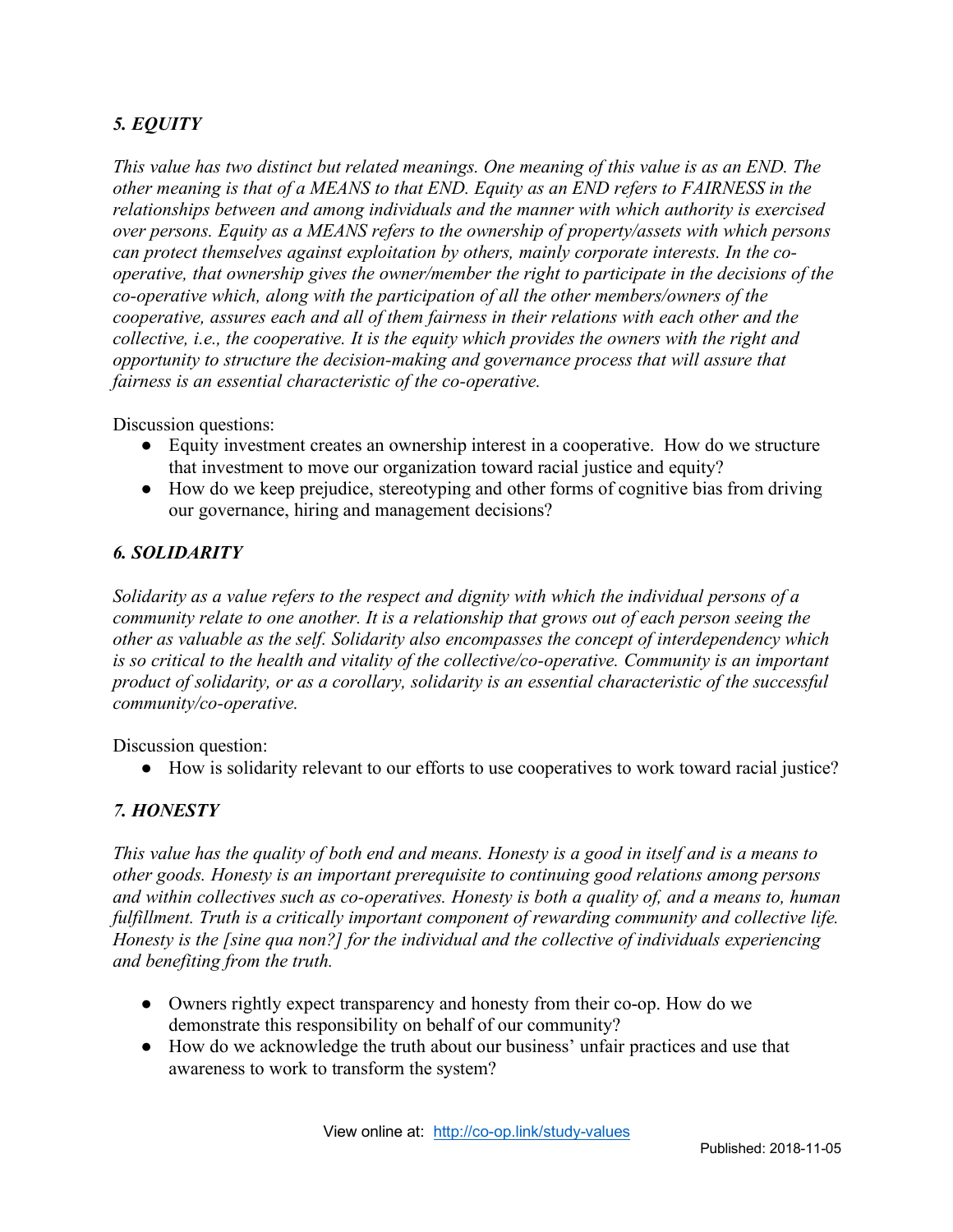### *5. EQUITY*

*This value has two distinct but related meanings. One meaning of this value is as an END. The other meaning is that of a MEANS to that END. Equity as an END refers to FAIRNESS in the relationships between and among individuals and the manner with which authority is exercised over persons. Equity as a MEANS refers to the ownership of property/assets with which persons can protect themselves against exploitation by others, mainly corporate interests. In the co-operative, that ownership gives the owner/member the right to participate in the decisions of the co-operative which, along with the participation of all the other members/owners of the cooperative, assures each and all of them fairness in their relations with each other and the collective, i.e., the cooperative. It is the equity which provides the owners with the right and opportunity to structure the decision-making and governance process that will assure that fairness is an essential characteristic of the co-operative.*

Discussion questions:

- Equity investment creates an ownership interest in a cooperative. How do we structure that investment to move our organization toward racial justice and equity?
- How do we keep prejudice, stereotyping and other forms of cognitive bias from driving our governance, hiring and management decisions?

### *6. SOLIDARITY*

*Solidarity as a value refers to the respect and dignity with which the individual persons of a community relate to one another. It is a relationship that grows out of each person seeing the other as valuable as the self. Solidarity also encompasses the concept of interdependency which is so critical to the health and vitality of the collective/co-operative. Community is an important product of solidarity, or as a corollary, solidarity is an essential characteristic of the successful community/co-operative.*

Discussion question:

- How is solidarity relevant to our efforts to use cooperatives to work toward racial justice?

### *7. HONESTY*

*This value has the quality of both end and means. Honesty is a good in itself and is a means to other goods. Honesty is an important prerequisite to continuing good relations among persons and within collectives such as co-operatives. Honesty is both a quality of, and a means to, human fulfillment. Truth is a critically important component of rewarding community and collective life. Honesty is the [sine qua non?] for the individual and the collective of individuals experiencing and benefiting from the truth.*

- Owners rightly expect transparency and honesty from their co-op. How do we demonstrate this responsibility on behalf of our community?
- How do we acknowledge the truth about our business' unfair practices and use that awareness to work to transform the system?

View online at: http://co-op.link/study-values

Published: 2018-11-05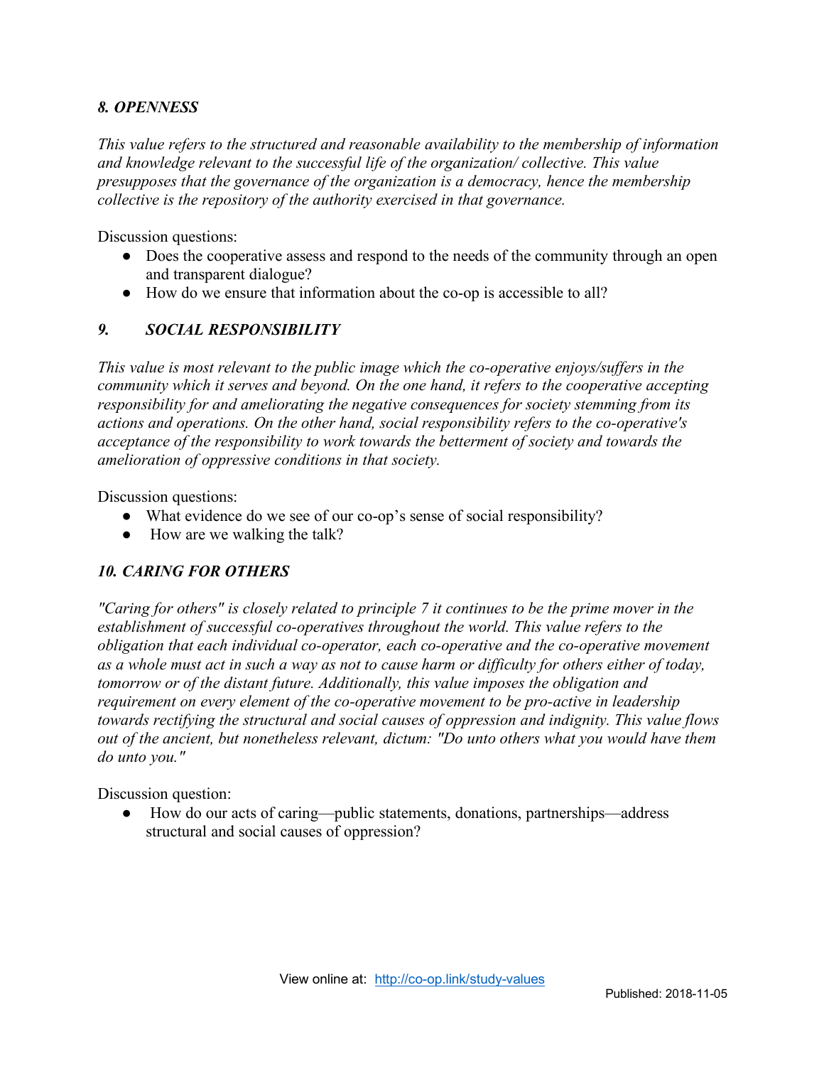### *8. OPENNESS*

*This value refers to the structured and reasonable availability to the membership of information and knowledge relevant to the successful life of the organization/ collective. This value presupposes that the governance of the organization is a democracy, hence the membership collective is the repository of the authority exercised in that governance.*

Discussion questions:

- Does the cooperative assess and respond to the needs of the community through an open and transparent dialogue?
- How do we ensure that information about the co-op is accessible to all?

### *9. SOCIAL RESPONSIBILITY*

*This value is most relevant to the public image which the co-operative enjoys/suffers in the community which it serves and beyond. On the one hand, it refers to the cooperative accepting responsibility for and ameliorating the negative consequences for society stemming from its actions and operations. On the other hand, social responsibility refers to the co-operative's acceptance of the responsibility to work towards the betterment of society and towards the amelioration of oppressive conditions in that society.*

Discussion questions:

- What evidence do we see of our co-op's sense of social responsibility?
- How are we walking the talk?

### *10. CARING FOR OTHERS*

*"Caring for others" is closely related to principle 7 it continues to be the prime mover in the establishment of successful co-operatives throughout the world. This value refers to the obligation that each individual co-operator, each co-operative and the co-operative movement as a whole must act in such a way as not to cause harm or difficulty for others either of today, tomorrow or of the distant future. Additionally, this value imposes the obligation and requirement on every element of the co-operative movement to be pro-active in leadership towards rectifying the structural and social causes of oppression and indignity. This value flows out of the ancient, but nonetheless relevant, dictum: "Do unto others what you would have them do unto you."*

Discussion question:

- How do our acts of caring—public statements, donations, partnerships—address structural and social causes of oppression?

View online at: [http://co-op.link/study-values](http://co-op.link/study-values)

Published: 2018-11-05